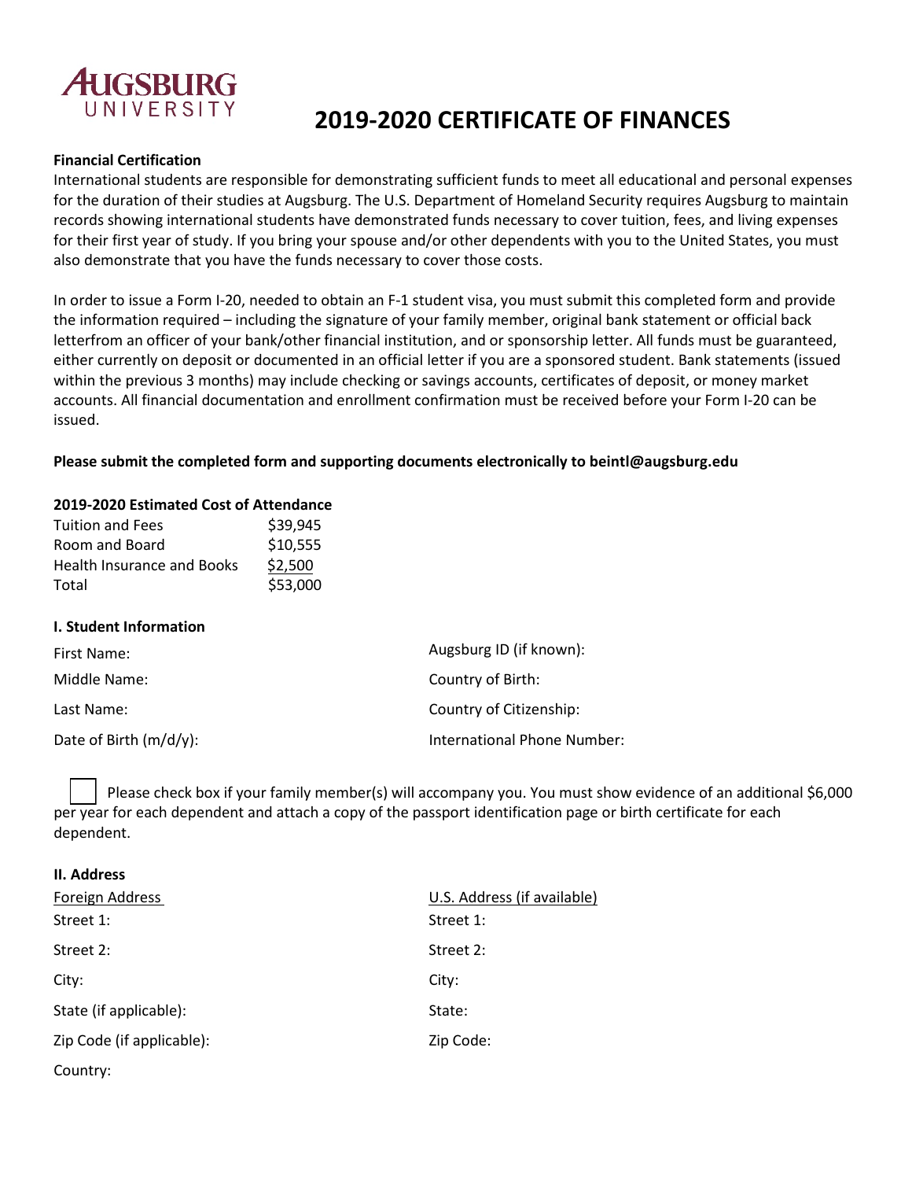AUGSBURG UNIVERSITY

# 2019-2020 CERTIFICATE OF FINANCES

**Financial Certification**

International students are responsible for demonstrating sufficient funds to meet all educational and personal expenses for the duration of their studies at Augsburg. The U.S. Department of Homeland Security requires Augsburg to maintain records showing international students have demonstrated funds necessary to cover tuition, fees, and living expenses for their first year of study. If you bring your spouse and/or other dependents with you to the United States, you must also demonstrate that you have the funds necessary to cover those costs.

In order to issue a Form I-20, needed to obtain an F-1 student visa, you must submit this completed form and provide the information required – including the signature of your family member, original bank statement or official back letterfrom an officer of your bank/other financial institution, and or sponsorship letter. All funds must be guaranteed, either currently on deposit or documented in an official letter if you are a sponsored student. Bank statements (issued within the previous 3 months) may include checking or savings accounts, certificates of deposit, or money market accounts. All financial documentation and enrollment confirmation must be received before your Form I-20 can be issued.

**Please submit the completed form and supporting documents electronically to beintl@augsburg.edu**

**2019-2020 Estimated Cost of Attendance**

| | |
|---|---|
| Tuition and Fees | $39,945 |
| Room and Board | $10,555 |
| Health Insurance and Books | $2,500 |
| Total | $53,000 |

**I. Student Information**

First Name:

Middle Name:

Last Name:

Date of Birth (m/d/y):

Augsburg ID (if known):

Country of Birth:

Country of Citizenship:

International Phone Number:

☐ Please check box if your family member(s) will accompany you. You must show evidence of an additional $6,000 per year for each dependent and attach a copy of the passport identification page or birth certificate for each dependent.

**II. Address**

Foreign Address

Street 1:

Street 2:

City:

State (if applicable):

Zip Code (if applicable):

Country:

U.S. Address (if available)

Street 1:

Street 2:

City:

State:

Zip Code: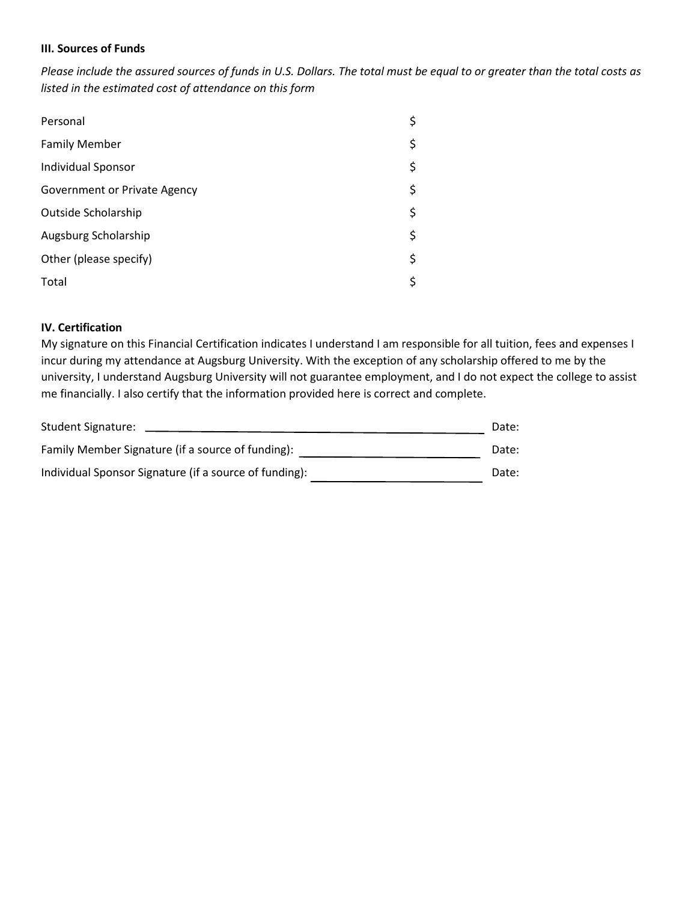### III. Sources of Funds

*Please include the assured sources of funds in U.S. Dollars. The total must be equal to or greater than the total costs as listed in the estimated cost of attendance on this form*

| | |
|---|---|
| Personal | $ |
| Family Member | $ |
| Individual Sponsor | $ |
| Government or Private Agency | $ |
| Outside Scholarship | $ |
| Augsburg Scholarship | $ |
| Other (please specify) | $ |
| Total | $ |

### IV. Certification

My signature on this Financial Certification indicates I understand I am responsible for all tuition, fees and expenses I incur during my attendance at Augsburg University. With the exception of any scholarship offered to me by the university, I understand Augsburg University will not guarantee employment, and I do not expect the college to assist me financially. I also certify that the information provided here is correct and complete.

Student Signature: ______________________________ Date:

Family Member Signature (if a source of funding): ______________________________ Date:

Individual Sponsor Signature (if a source of funding): ______________________________ Date: